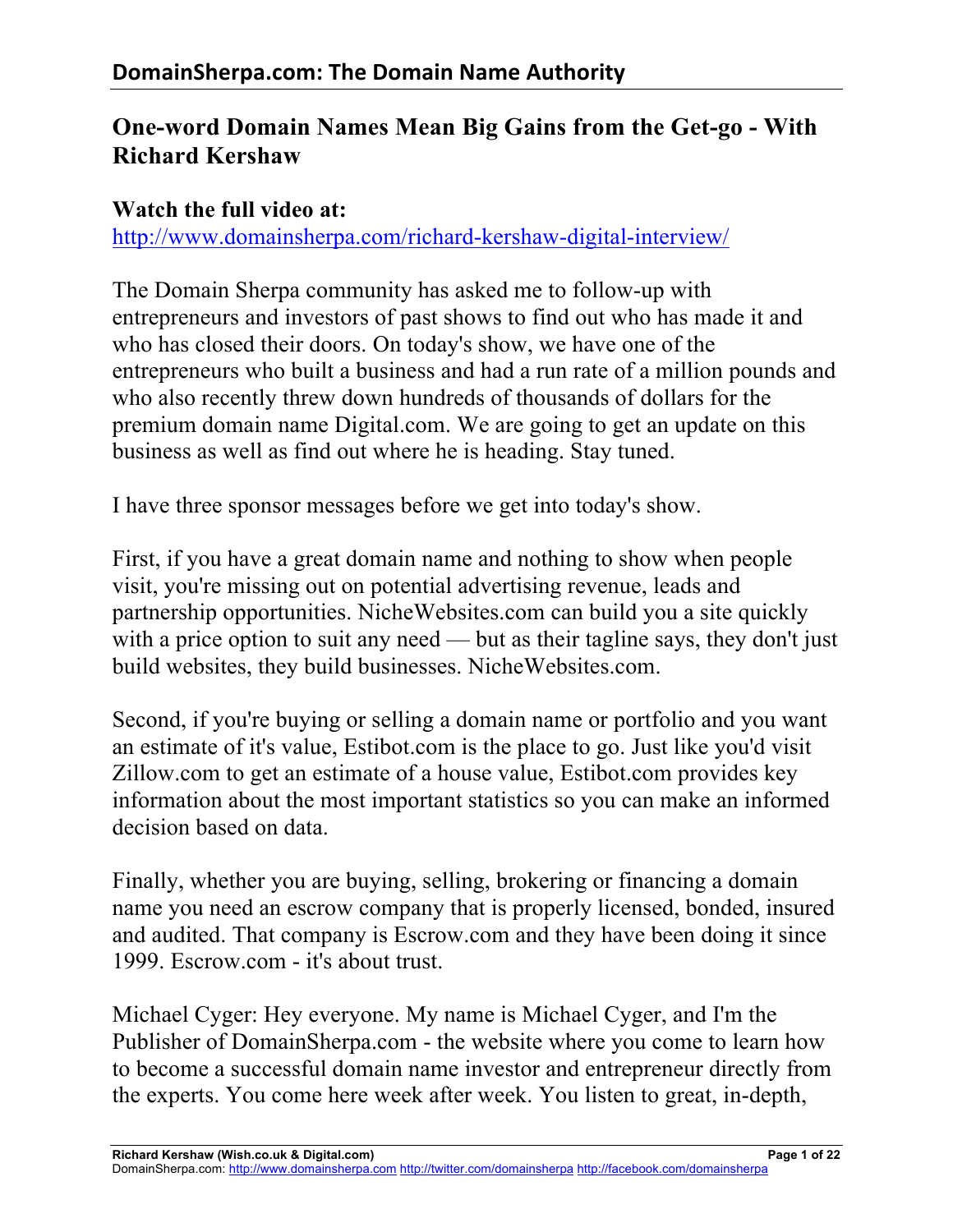# One-word Domain Names Mean Big Gains from the Get-go - With Richard Kershaw

**Watch the full video at:**
http://www.domainsherpa.com/richard-kershaw-digital-interview/

The Domain Sherpa community has asked me to follow-up with entrepreneurs and investors of past shows to find out who has made it and who has closed their doors. On today's show, we have one of the entrepreneurs who built a business and had a run rate of a million pounds and who also recently threw down hundreds of thousands of dollars for the premium domain name Digital.com. We are going to get an update on this business as well as find out where he is heading. Stay tuned.

I have three sponsor messages before we get into today's show.

First, if you have a great domain name and nothing to show when people visit, you're missing out on potential advertising revenue, leads and partnership opportunities. NicheWebsites.com can build you a site quickly with a price option to suit any need — but as their tagline says, they don't just build websites, they build businesses. NicheWebsites.com.

Second, if you're buying or selling a domain name or portfolio and you want an estimate of it's value, Estibot.com is the place to go. Just like you'd visit Zillow.com to get an estimate of a house value, Estibot.com provides key information about the most important statistics so you can make an informed decision based on data.

Finally, whether you are buying, selling, brokering or financing a domain name you need an escrow company that is properly licensed, bonded, insured and audited. That company is Escrow.com and they have been doing it since 1999. Escrow.com - it's about trust.

Michael Cyger: Hey everyone. My name is Michael Cyger, and I'm the Publisher of DomainSherpa.com - the website where you come to learn how to become a successful domain name investor and entrepreneur directly from the experts. You come here week after week. You listen to great, in-depth,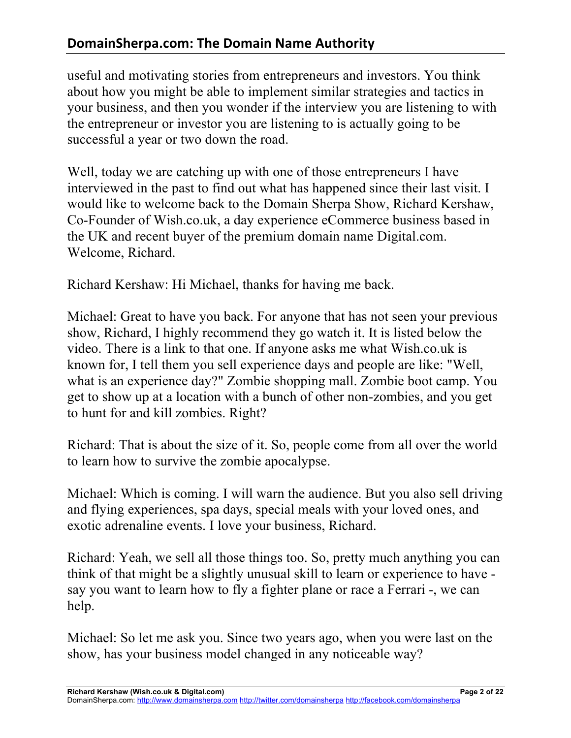useful and motivating stories from entrepreneurs and investors. You think about how you might be able to implement similar strategies and tactics in your business, and then you wonder if the interview you are listening to with the entrepreneur or investor you are listening to is actually going to be successful a year or two down the road.

Well, today we are catching up with one of those entrepreneurs I have interviewed in the past to find out what has happened since their last visit. I would like to welcome back to the Domain Sherpa Show, Richard Kershaw, Co-Founder of Wish.co.uk, a day experience eCommerce business based in the UK and recent buyer of the premium domain name Digital.com. Welcome, Richard.

Richard Kershaw: Hi Michael, thanks for having me back.

Michael: Great to have you back. For anyone that has not seen your previous show, Richard, I highly recommend they go watch it. It is listed below the video. There is a link to that one. If anyone asks me what Wish.co.uk is known for, I tell them you sell experience days and people are like: "Well, what is an experience day?" Zombie shopping mall. Zombie boot camp. You get to show up at a location with a bunch of other non-zombies, and you get to hunt for and kill zombies. Right?

Richard: That is about the size of it. So, people come from all over the world to learn how to survive the zombie apocalypse.

Michael: Which is coming. I will warn the audience. But you also sell driving and flying experiences, spa days, special meals with your loved ones, and exotic adrenaline events. I love your business, Richard.

Richard: Yeah, we sell all those things too. So, pretty much anything you can think of that might be a slightly unusual skill to learn or experience to have - say you want to learn how to fly a fighter plane or race a Ferrari -, we can help.

Michael: So let me ask you. Since two years ago, when you were last on the show, has your business model changed in any noticeable way?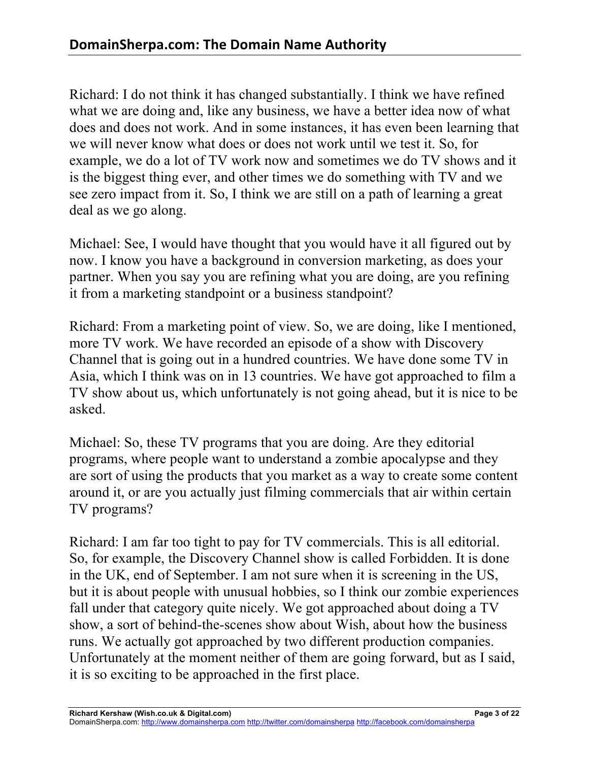Richard: I do not think it has changed substantially. I think we have refined what we are doing and, like any business, we have a better idea now of what does and does not work. And in some instances, it has even been learning that we will never know what does or does not work until we test it. So, for example, we do a lot of TV work now and sometimes we do TV shows and it is the biggest thing ever, and other times we do something with TV and we see zero impact from it. So, I think we are still on a path of learning a great deal as we go along.

Michael: See, I would have thought that you would have it all figured out by now. I know you have a background in conversion marketing, as does your partner. When you say you are refining what you are doing, are you refining it from a marketing standpoint or a business standpoint?

Richard: From a marketing point of view. So, we are doing, like I mentioned, more TV work. We have recorded an episode of a show with Discovery Channel that is going out in a hundred countries. We have done some TV in Asia, which I think was on in 13 countries. We have got approached to film a TV show about us, which unfortunately is not going ahead, but it is nice to be asked.

Michael: So, these TV programs that you are doing. Are they editorial programs, where people want to understand a zombie apocalypse and they are sort of using the products that you market as a way to create some content around it, or are you actually just filming commercials that air within certain TV programs?

Richard: I am far too tight to pay for TV commercials. This is all editorial. So, for example, the Discovery Channel show is called Forbidden. It is done in the UK, end of September. I am not sure when it is screening in the US, but it is about people with unusual hobbies, so I think our zombie experiences fall under that category quite nicely. We got approached about doing a TV show, a sort of behind-the-scenes show about Wish, about how the business runs. We actually got approached by two different production companies. Unfortunately at the moment neither of them are going forward, but as I said, it is so exciting to be approached in the first place.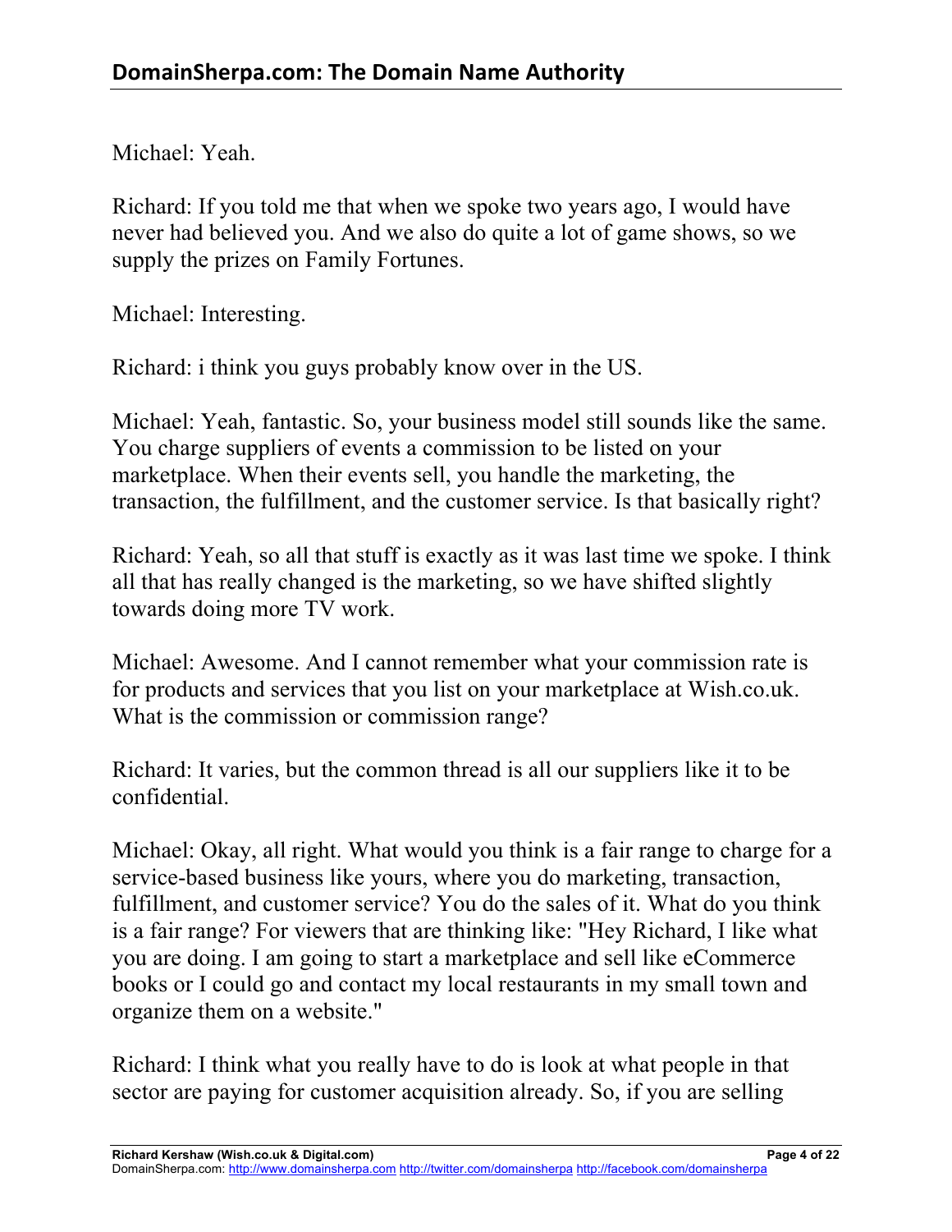Michael: Yeah.

Richard: If you told me that when we spoke two years ago, I would have never had believed you. And we also do quite a lot of game shows, so we supply the prizes on Family Fortunes.

Michael: Interesting.

Richard: i think you guys probably know over in the US.

Michael: Yeah, fantastic. So, your business model still sounds like the same. You charge suppliers of events a commission to be listed on your marketplace. When their events sell, you handle the marketing, the transaction, the fulfillment, and the customer service. Is that basically right?

Richard: Yeah, so all that stuff is exactly as it was last time we spoke. I think all that has really changed is the marketing, so we have shifted slightly towards doing more TV work.

Michael: Awesome. And I cannot remember what your commission rate is for products and services that you list on your marketplace at Wish.co.uk. What is the commission or commission range?

Richard: It varies, but the common thread is all our suppliers like it to be confidential.

Michael: Okay, all right. What would you think is a fair range to charge for a service-based business like yours, where you do marketing, transaction, fulfillment, and customer service? You do the sales of it. What do you think is a fair range? For viewers that are thinking like: "Hey Richard, I like what you are doing. I am going to start a marketplace and sell like eCommerce books or I could go and contact my local restaurants in my small town and organize them on a website."

Richard: I think what you really have to do is look at what people in that sector are paying for customer acquisition already. So, if you are selling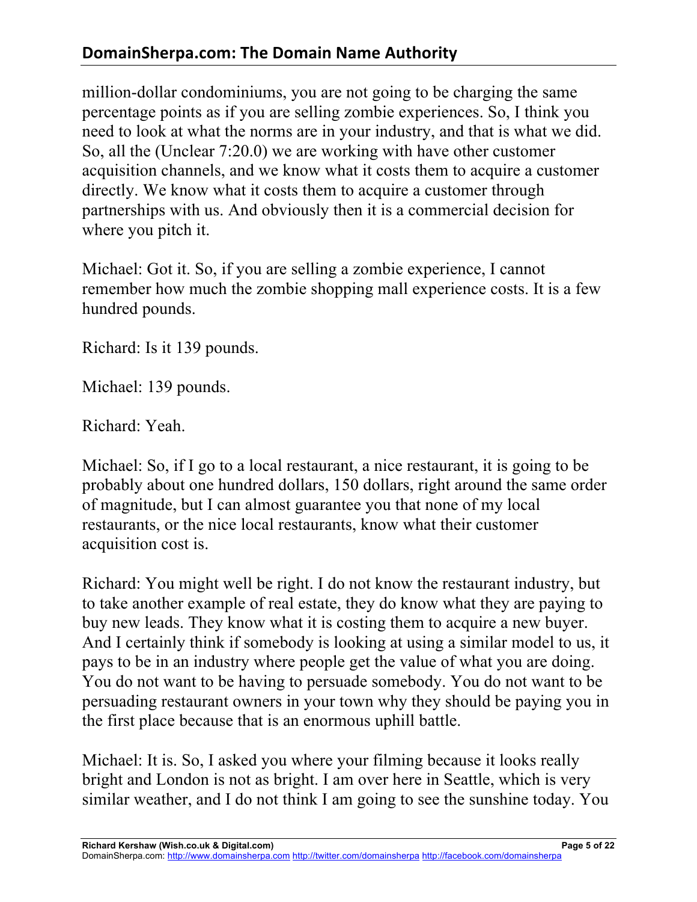million-dollar condominiums, you are not going to be charging the same percentage points as if you are selling zombie experiences. So, I think you need to look at what the norms are in your industry, and that is what we did. So, all the (Unclear 7:20.0) we are working with have other customer acquisition channels, and we know what it costs them to acquire a customer directly. We know what it costs them to acquire a customer through partnerships with us. And obviously then it is a commercial decision for where you pitch it.

Michael: Got it. So, if you are selling a zombie experience, I cannot remember how much the zombie shopping mall experience costs. It is a few hundred pounds.

Richard: Is it 139 pounds.

Michael: 139 pounds.

Richard: Yeah.

Michael: So, if I go to a local restaurant, a nice restaurant, it is going to be probably about one hundred dollars, 150 dollars, right around the same order of magnitude, but I can almost guarantee you that none of my local restaurants, or the nice local restaurants, know what their customer acquisition cost is.

Richard: You might well be right. I do not know the restaurant industry, but to take another example of real estate, they do know what they are paying to buy new leads. They know what it is costing them to acquire a new buyer. And I certainly think if somebody is looking at using a similar model to us, it pays to be in an industry where people get the value of what you are doing. You do not want to be having to persuade somebody. You do not want to be persuading restaurant owners in your town why they should be paying you in the first place because that is an enormous uphill battle.

Michael: It is. So, I asked you where your filming because it looks really bright and London is not as bright. I am over here in Seattle, which is very similar weather, and I do not think I am going to see the sunshine today. You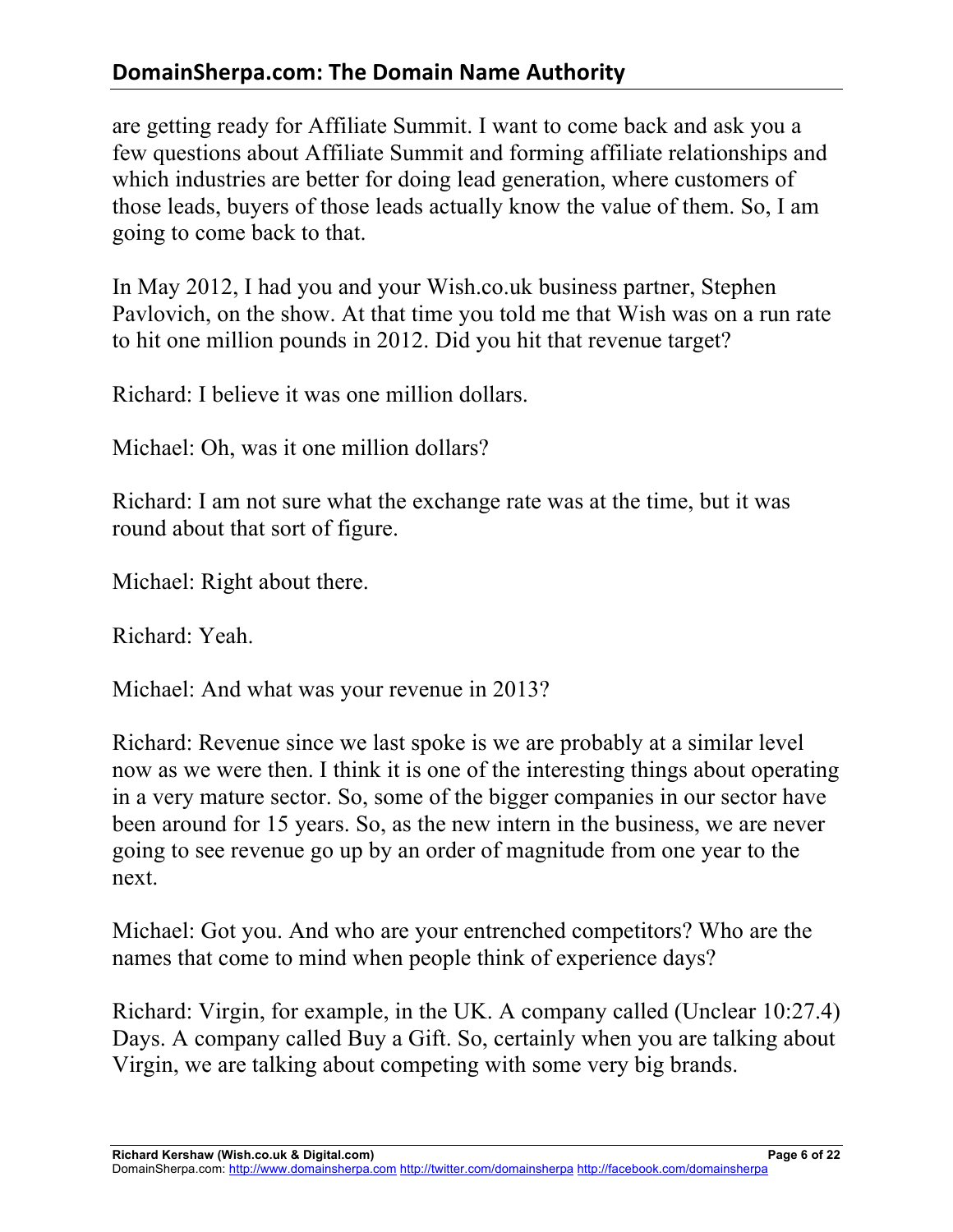are getting ready for Affiliate Summit. I want to come back and ask you a few questions about Affiliate Summit and forming affiliate relationships and which industries are better for doing lead generation, where customers of those leads, buyers of those leads actually know the value of them. So, I am going to come back to that.

In May 2012, I had you and your Wish.co.uk business partner, Stephen Pavlovich, on the show. At that time you told me that Wish was on a run rate to hit one million pounds in 2012. Did you hit that revenue target?

Richard: I believe it was one million dollars.

Michael: Oh, was it one million dollars?

Richard: I am not sure what the exchange rate was at the time, but it was round about that sort of figure.

Michael: Right about there.

Richard: Yeah.

Michael: And what was your revenue in 2013?

Richard: Revenue since we last spoke is we are probably at a similar level now as we were then. I think it is one of the interesting things about operating in a very mature sector. So, some of the bigger companies in our sector have been around for 15 years. So, as the new intern in the business, we are never going to see revenue go up by an order of magnitude from one year to the next.

Michael: Got you. And who are your entrenched competitors? Who are the names that come to mind when people think of experience days?

Richard: Virgin, for example, in the UK. A company called (Unclear 10:27.4) Days. A company called Buy a Gift. So, certainly when you are talking about Virgin, we are talking about competing with some very big brands.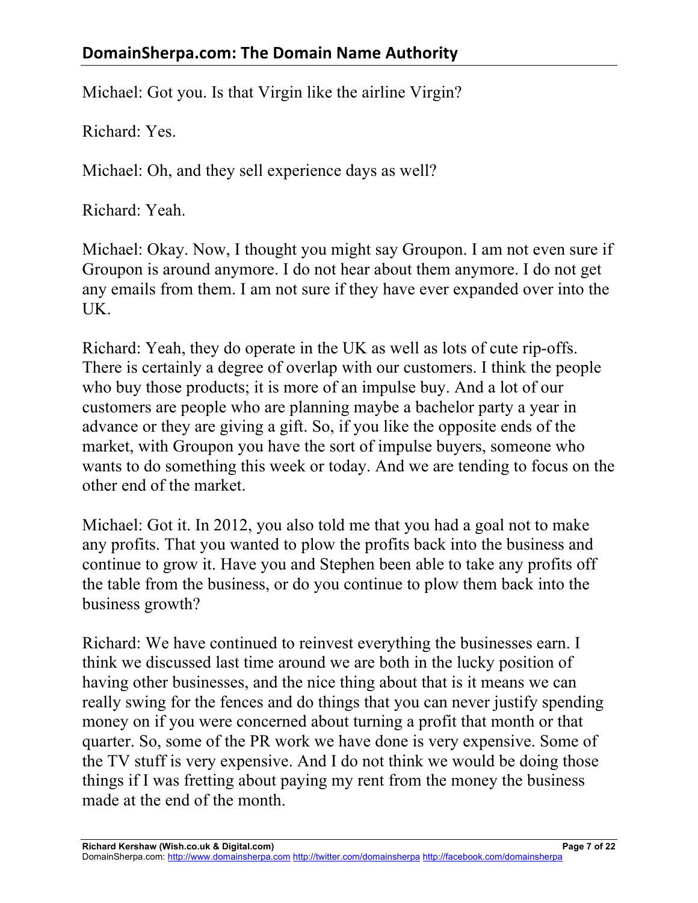Michael: Got you. Is that Virgin like the airline Virgin?

Richard: Yes.

Michael: Oh, and they sell experience days as well?

Richard: Yeah.

Michael: Okay. Now, I thought you might say Groupon. I am not even sure if Groupon is around anymore. I do not hear about them anymore. I do not get any emails from them. I am not sure if they have ever expanded over into the UK.

Richard: Yeah, they do operate in the UK as well as lots of cute rip-offs. There is certainly a degree of overlap with our customers. I think the people who buy those products; it is more of an impulse buy. And a lot of our customers are people who are planning maybe a bachelor party a year in advance or they are giving a gift. So, if you like the opposite ends of the market, with Groupon you have the sort of impulse buyers, someone who wants to do something this week or today. And we are tending to focus on the other end of the market.

Michael: Got it. In 2012, you also told me that you had a goal not to make any profits. That you wanted to plow the profits back into the business and continue to grow it. Have you and Stephen been able to take any profits off the table from the business, or do you continue to plow them back into the business growth?

Richard: We have continued to reinvest everything the businesses earn. I think we discussed last time around we are both in the lucky position of having other businesses, and the nice thing about that is it means we can really swing for the fences and do things that you can never justify spending money on if you were concerned about turning a profit that month or that quarter. So, some of the PR work we have done is very expensive. Some of the TV stuff is very expensive. And I do not think we would be doing those things if I was fretting about paying my rent from the money the business made at the end of the month.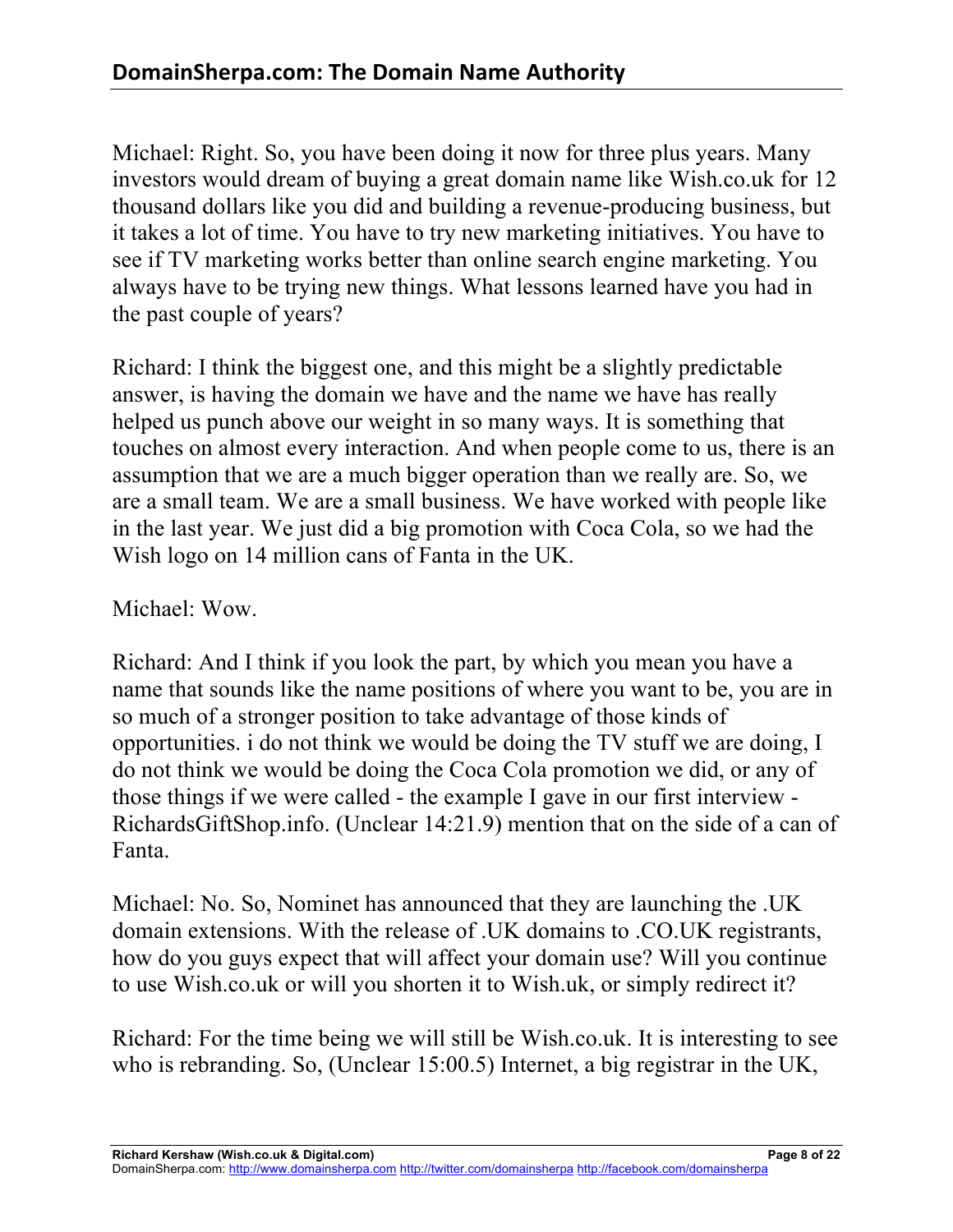Michael: Right. So, you have been doing it now for three plus years. Many investors would dream of buying a great domain name like Wish.co.uk for 12 thousand dollars like you did and building a revenue-producing business, but it takes a lot of time. You have to try new marketing initiatives. You have to see if TV marketing works better than online search engine marketing. You always have to be trying new things. What lessons learned have you had in the past couple of years?

Richard: I think the biggest one, and this might be a slightly predictable answer, is having the domain we have and the name we have has really helped us punch above our weight in so many ways. It is something that touches on almost every interaction. And when people come to us, there is an assumption that we are a much bigger operation than we really are. So, we are a small team. We are a small business. We have worked with people like in the last year. We just did a big promotion with Coca Cola, so we had the Wish logo on 14 million cans of Fanta in the UK.

Michael: Wow.

Richard: And I think if you look the part, by which you mean you have a name that sounds like the name positions of where you want to be, you are in so much of a stronger position to take advantage of those kinds of opportunities. i do not think we would be doing the TV stuff we are doing, I do not think we would be doing the Coca Cola promotion we did, or any of those things if we were called - the example I gave in our first interview - RichardsGiftShop.info. (Unclear 14:21.9) mention that on the side of a can of Fanta.

Michael: No. So, Nominet has announced that they are launching the .UK domain extensions. With the release of .UK domains to .CO.UK registrants, how do you guys expect that will affect your domain use? Will you continue to use Wish.co.uk or will you shorten it to Wish.uk, or simply redirect it?

Richard: For the time being we will still be Wish.co.uk. It is interesting to see who is rebranding. So, (Unclear 15:00.5) Internet, a big registrar in the UK,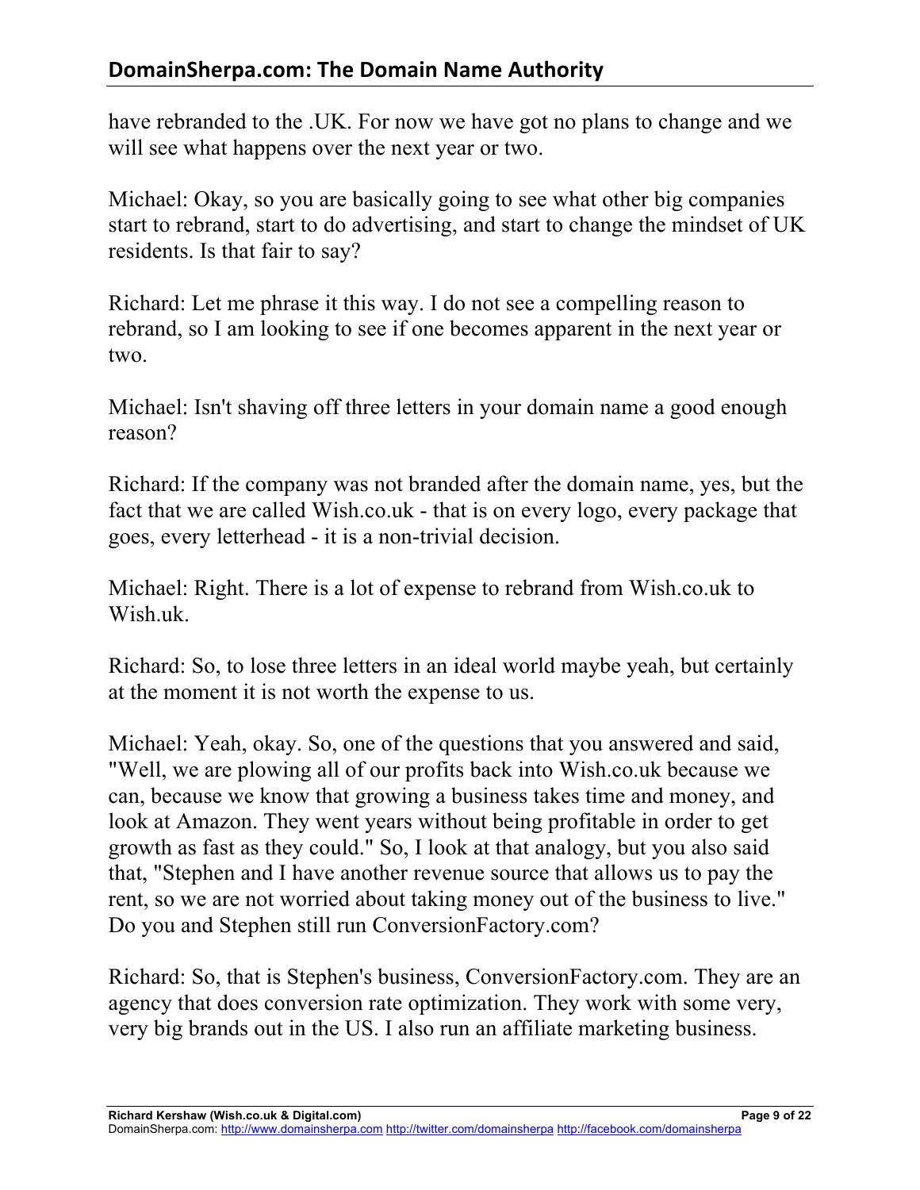have rebranded to the .UK. For now we have got no plans to change and we will see what happens over the next year or two.

Michael: Okay, so you are basically going to see what other big companies start to rebrand, start to do advertising, and start to change the mindset of UK residents. Is that fair to say?

Richard: Let me phrase it this way. I do not see a compelling reason to rebrand, so I am looking to see if one becomes apparent in the next year or two.

Michael: Isn't shaving off three letters in your domain name a good enough reason?

Richard: If the company was not branded after the domain name, yes, but the fact that we are called Wish.co.uk - that is on every logo, every package that goes, every letterhead - it is a non-trivial decision.

Michael: Right. There is a lot of expense to rebrand from Wish.co.uk to Wish.uk.

Richard: So, to lose three letters in an ideal world maybe yeah, but certainly at the moment it is not worth the expense to us.

Michael: Yeah, okay. So, one of the questions that you answered and said, "Well, we are plowing all of our profits back into Wish.co.uk because we can, because we know that growing a business takes time and money, and look at Amazon. They went years without being profitable in order to get growth as fast as they could." So, I look at that analogy, but you also said that, "Stephen and I have another revenue source that allows us to pay the rent, so we are not worried about taking money out of the business to live." Do you and Stephen still run ConversionFactory.com?

Richard: So, that is Stephen's business, ConversionFactory.com. They are an agency that does conversion rate optimization. They work with some very, very big brands out in the US. I also run an affiliate marketing business.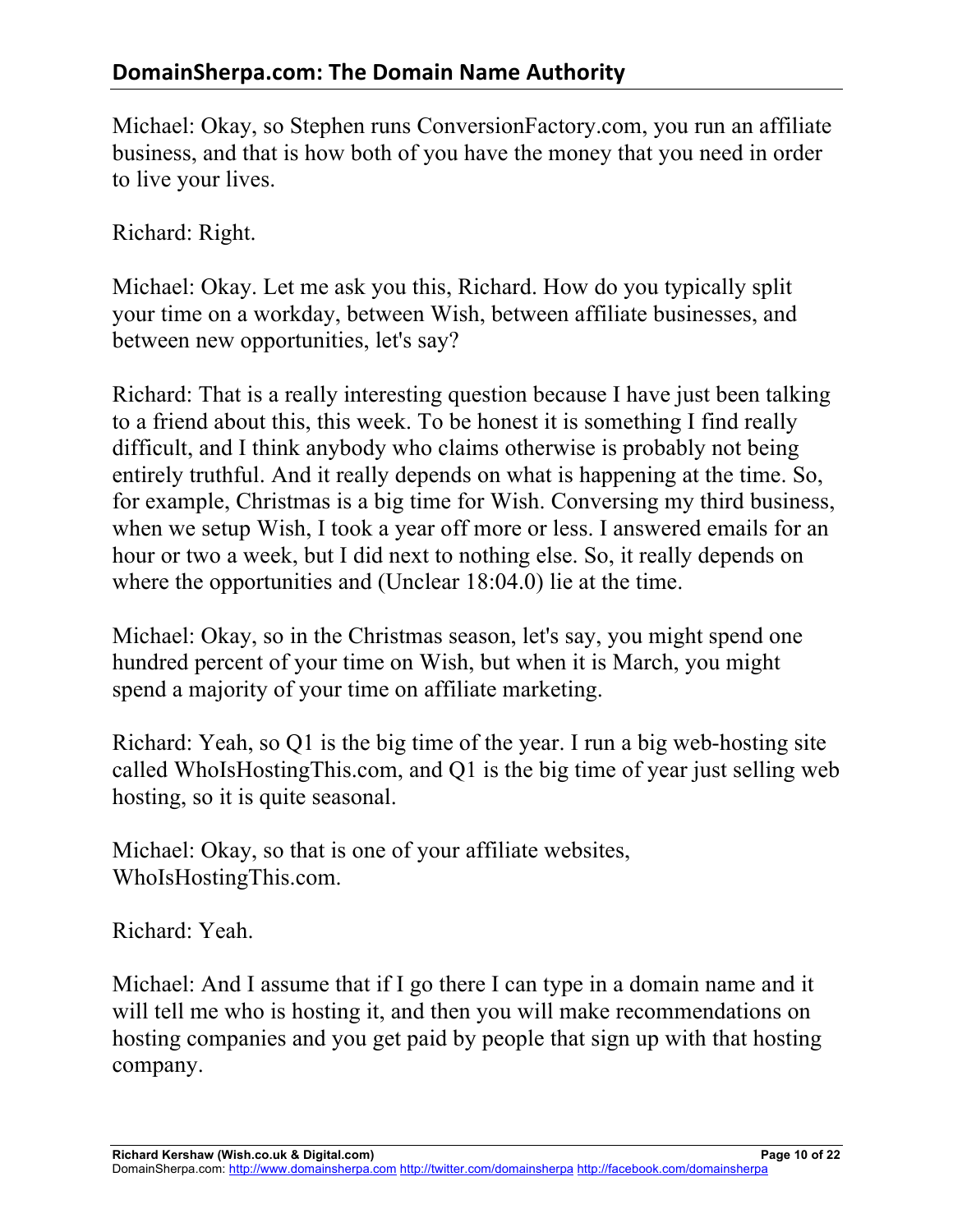Michael: Okay, so Stephen runs ConversionFactory.com, you run an affiliate business, and that is how both of you have the money that you need in order to live your lives.

Richard: Right.

Michael: Okay. Let me ask you this, Richard. How do you typically split your time on a workday, between Wish, between affiliate businesses, and between new opportunities, let's say?

Richard: That is a really interesting question because I have just been talking to a friend about this, this week. To be honest it is something I find really difficult, and I think anybody who claims otherwise is probably not being entirely truthful. And it really depends on what is happening at the time. So, for example, Christmas is a big time for Wish. Conversing my third business, when we setup Wish, I took a year off more or less. I answered emails for an hour or two a week, but I did next to nothing else. So, it really depends on where the opportunities and (Unclear 18:04.0) lie at the time.

Michael: Okay, so in the Christmas season, let's say, you might spend one hundred percent of your time on Wish, but when it is March, you might spend a majority of your time on affiliate marketing.

Richard: Yeah, so Q1 is the big time of the year. I run a big web-hosting site called WhoIsHostingThis.com, and Q1 is the big time of year just selling web hosting, so it is quite seasonal.

Michael: Okay, so that is one of your affiliate websites, WhoIsHostingThis.com.

Richard: Yeah.

Michael: And I assume that if I go there I can type in a domain name and it will tell me who is hosting it, and then you will make recommendations on hosting companies and you get paid by people that sign up with that hosting company.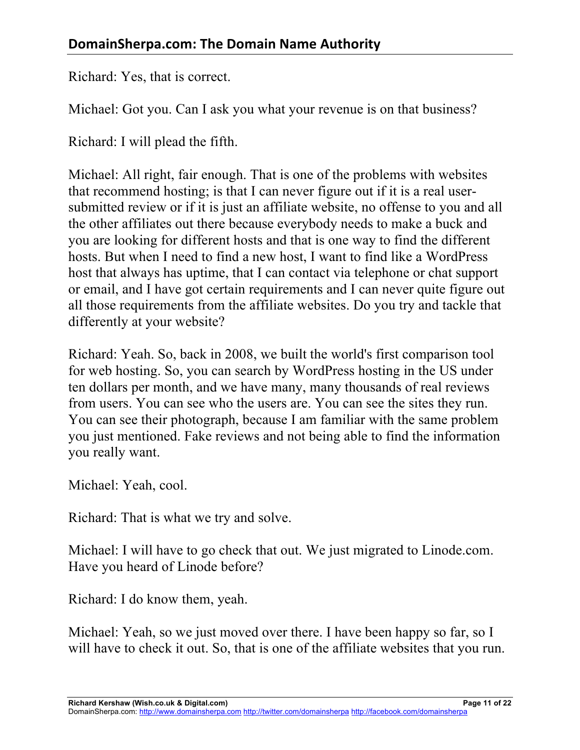Richard: Yes, that is correct.

Michael: Got you. Can I ask you what your revenue is on that business?

Richard: I will plead the fifth.

Michael: All right, fair enough. That is one of the problems with websites that recommend hosting; is that I can never figure out if it is a real user-submitted review or if it is just an affiliate website, no offense to you and all the other affiliates out there because everybody needs to make a buck and you are looking for different hosts and that is one way to find the different hosts. But when I need to find a new host, I want to find like a WordPress host that always has uptime, that I can contact via telephone or chat support or email, and I have got certain requirements and I can never quite figure out all those requirements from the affiliate websites. Do you try and tackle that differently at your website?

Richard: Yeah. So, back in 2008, we built the world's first comparison tool for web hosting. So, you can search by WordPress hosting in the US under ten dollars per month, and we have many, many thousands of real reviews from users. You can see who the users are. You can see the sites they run. You can see their photograph, because I am familiar with the same problem you just mentioned. Fake reviews and not being able to find the information you really want.

Michael: Yeah, cool.

Richard: That is what we try and solve.

Michael: I will have to go check that out. We just migrated to Linode.com. Have you heard of Linode before?

Richard: I do know them, yeah.

Michael: Yeah, so we just moved over there. I have been happy so far, so I will have to check it out. So, that is one of the affiliate websites that you run.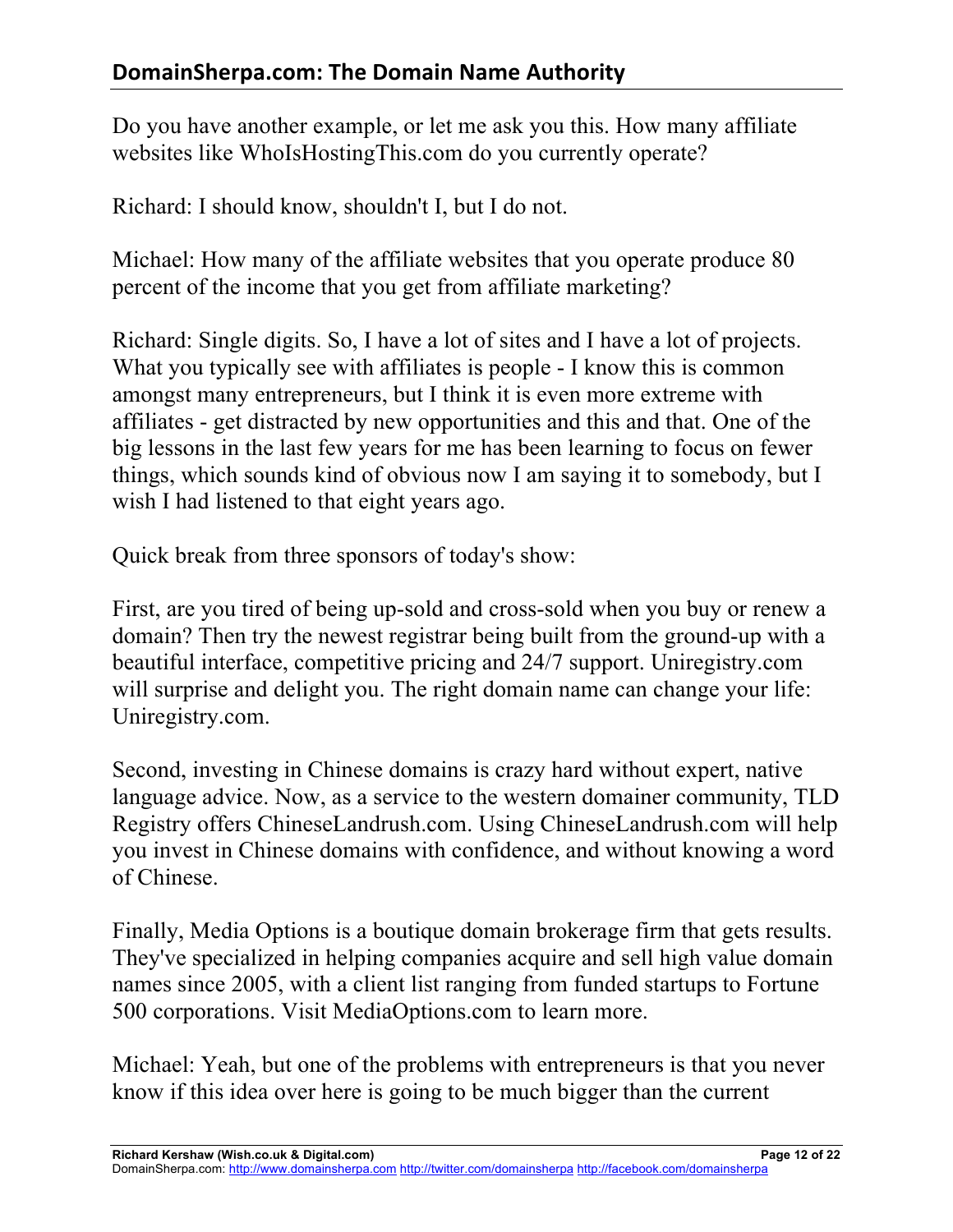Do you have another example, or let me ask you this. How many affiliate websites like WhoIsHostingThis.com do you currently operate?

Richard: I should know, shouldn't I, but I do not.

Michael: How many of the affiliate websites that you operate produce 80 percent of the income that you get from affiliate marketing?

Richard: Single digits. So, I have a lot of sites and I have a lot of projects. What you typically see with affiliates is people - I know this is common amongst many entrepreneurs, but I think it is even more extreme with affiliates - get distracted by new opportunities and this and that. One of the big lessons in the last few years for me has been learning to focus on fewer things, which sounds kind of obvious now I am saying it to somebody, but I wish I had listened to that eight years ago.

Quick break from three sponsors of today's show:

First, are you tired of being up-sold and cross-sold when you buy or renew a domain? Then try the newest registrar being built from the ground-up with a beautiful interface, competitive pricing and 24/7 support. Uniregistry.com will surprise and delight you. The right domain name can change your life: Uniregistry.com.

Second, investing in Chinese domains is crazy hard without expert, native language advice. Now, as a service to the western domainer community, TLD Registry offers ChineseLandrush.com. Using ChineseLandrush.com will help you invest in Chinese domains with confidence, and without knowing a word of Chinese.

Finally, Media Options is a boutique domain brokerage firm that gets results. They've specialized in helping companies acquire and sell high value domain names since 2005, with a client list ranging from funded startups to Fortune 500 corporations. Visit MediaOptions.com to learn more.

Michael: Yeah, but one of the problems with entrepreneurs is that you never know if this idea over here is going to be much bigger than the current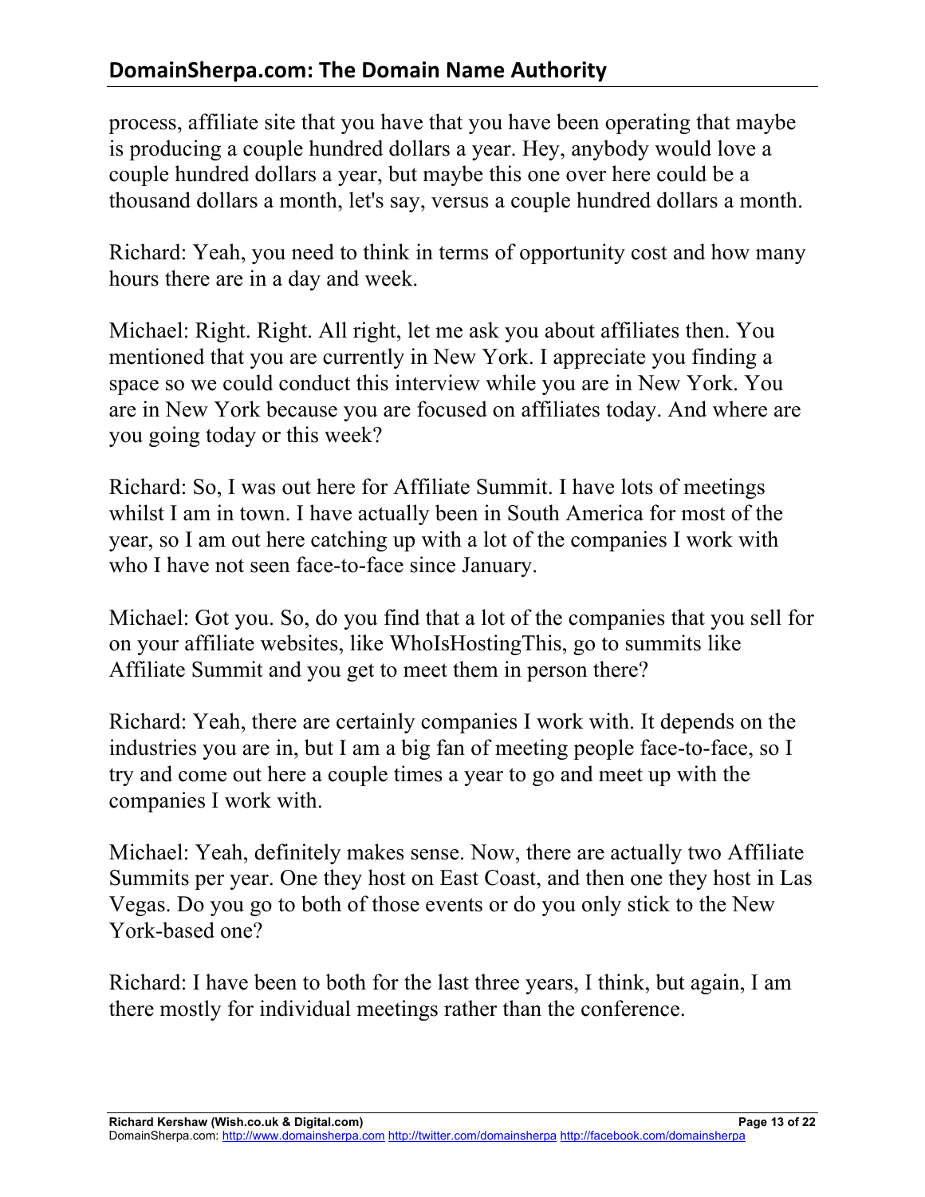process, affiliate site that you have that you have been operating that maybe is producing a couple hundred dollars a year. Hey, anybody would love a couple hundred dollars a year, but maybe this one over here could be a thousand dollars a month, let's say, versus a couple hundred dollars a month.

Richard: Yeah, you need to think in terms of opportunity cost and how many hours there are in a day and week.

Michael: Right. Right. All right, let me ask you about affiliates then. You mentioned that you are currently in New York. I appreciate you finding a space so we could conduct this interview while you are in New York. You are in New York because you are focused on affiliates today. And where are you going today or this week?

Richard: So, I was out here for Affiliate Summit. I have lots of meetings whilst I am in town. I have actually been in South America for most of the year, so I am out here catching up with a lot of the companies I work with who I have not seen face-to-face since January.

Michael: Got you. So, do you find that a lot of the companies that you sell for on your affiliate websites, like WhoIsHostingThis, go to summits like Affiliate Summit and you get to meet them in person there?

Richard: Yeah, there are certainly companies I work with. It depends on the industries you are in, but I am a big fan of meeting people face-to-face, so I try and come out here a couple times a year to go and meet up with the companies I work with.

Michael: Yeah, definitely makes sense. Now, there are actually two Affiliate Summits per year. One they host on East Coast, and then one they host in Las Vegas. Do you go to both of those events or do you only stick to the New York-based one?

Richard: I have been to both for the last three years, I think, but again, I am there mostly for individual meetings rather than the conference.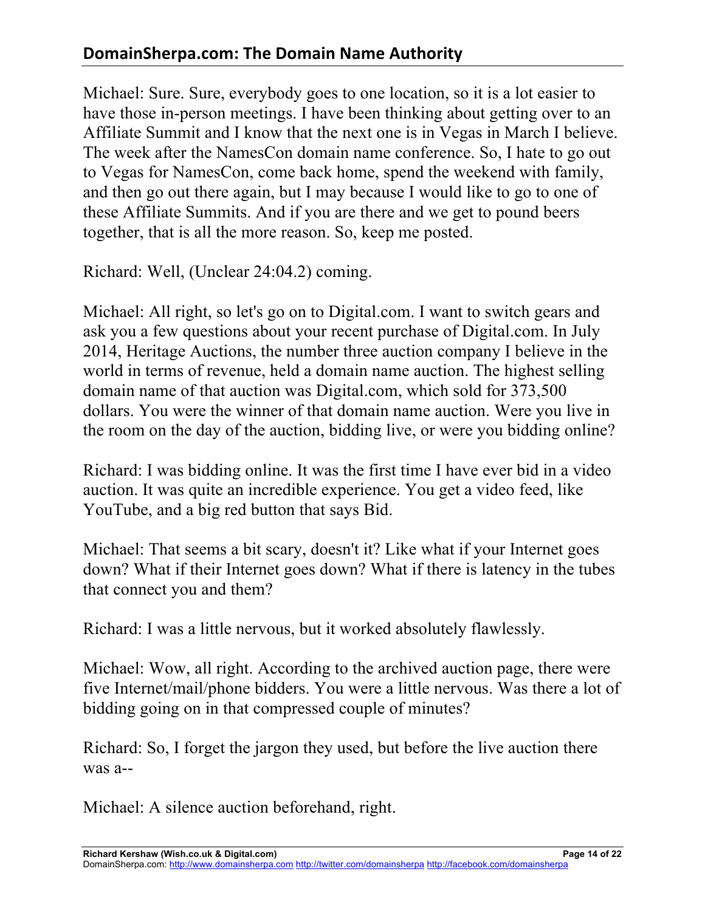Michael: Sure. Sure, everybody goes to one location, so it is a lot easier to have those in-person meetings. I have been thinking about getting over to an Affiliate Summit and I know that the next one is in Vegas in March I believe. The week after the NamesCon domain name conference. So, I hate to go out to Vegas for NamesCon, come back home, spend the weekend with family, and then go out there again, but I may because I would like to go to one of these Affiliate Summits. And if you are there and we get to pound beers together, that is all the more reason. So, keep me posted.

Richard: Well, (Unclear 24:04.2) coming.

Michael: All right, so let's go on to Digital.com. I want to switch gears and ask you a few questions about your recent purchase of Digital.com. In July 2014, Heritage Auctions, the number three auction company I believe in the world in terms of revenue, held a domain name auction. The highest selling domain name of that auction was Digital.com, which sold for 373,500 dollars. You were the winner of that domain name auction. Were you live in the room on the day of the auction, bidding live, or were you bidding online?

Richard: I was bidding online. It was the first time I have ever bid in a video auction. It was quite an incredible experience. You get a video feed, like YouTube, and a big red button that says Bid.

Michael: That seems a bit scary, doesn't it? Like what if your Internet goes down? What if their Internet goes down? What if there is latency in the tubes that connect you and them?

Richard: I was a little nervous, but it worked absolutely flawlessly.

Michael: Wow, all right. According to the archived auction page, there were five Internet/mail/phone bidders. You were a little nervous. Was there a lot of bidding going on in that compressed couple of minutes?

Richard: So, I forget the jargon they used, but before the live auction there was a--

Michael: A silence auction beforehand, right.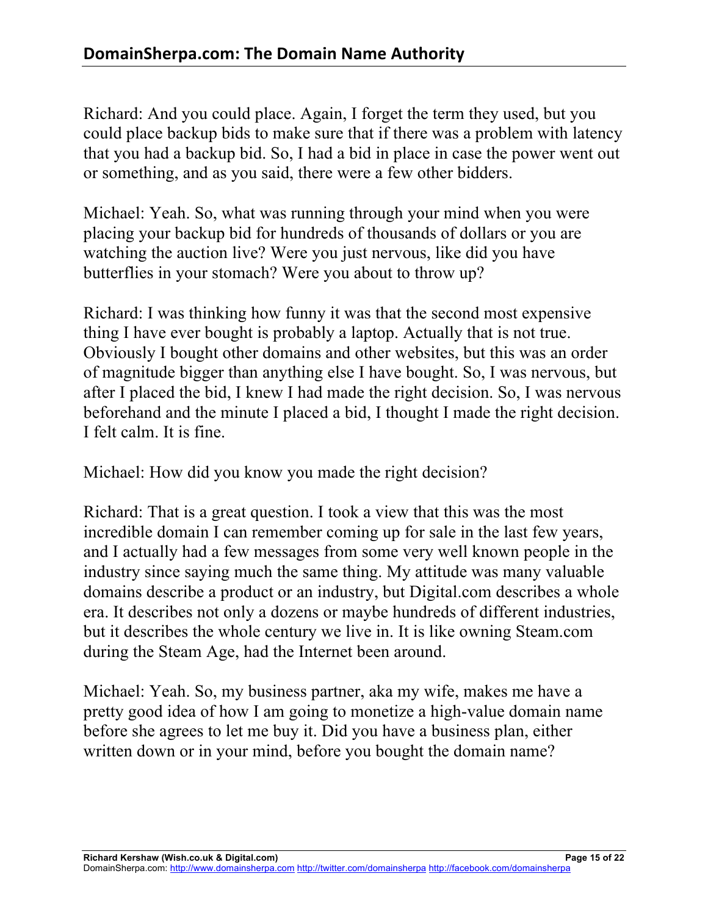Richard: And you could place. Again, I forget the term they used, but you could place backup bids to make sure that if there was a problem with latency that you had a backup bid. So, I had a bid in place in case the power went out or something, and as you said, there were a few other bidders.

Michael: Yeah. So, what was running through your mind when you were placing your backup bid for hundreds of thousands of dollars or you are watching the auction live? Were you just nervous, like did you have butterflies in your stomach? Were you about to throw up?

Richard: I was thinking how funny it was that the second most expensive thing I have ever bought is probably a laptop. Actually that is not true. Obviously I bought other domains and other websites, but this was an order of magnitude bigger than anything else I have bought. So, I was nervous, but after I placed the bid, I knew I had made the right decision. So, I was nervous beforehand and the minute I placed a bid, I thought I made the right decision. I felt calm. It is fine.

Michael: How did you know you made the right decision?

Richard: That is a great question. I took a view that this was the most incredible domain I can remember coming up for sale in the last few years, and I actually had a few messages from some very well known people in the industry since saying much the same thing. My attitude was many valuable domains describe a product or an industry, but Digital.com describes a whole era. It describes not only a dozens or maybe hundreds of different industries, but it describes the whole century we live in. It is like owning Steam.com during the Steam Age, had the Internet been around.

Michael: Yeah. So, my business partner, aka my wife, makes me have a pretty good idea of how I am going to monetize a high-value domain name before she agrees to let me buy it. Did you have a business plan, either written down or in your mind, before you bought the domain name?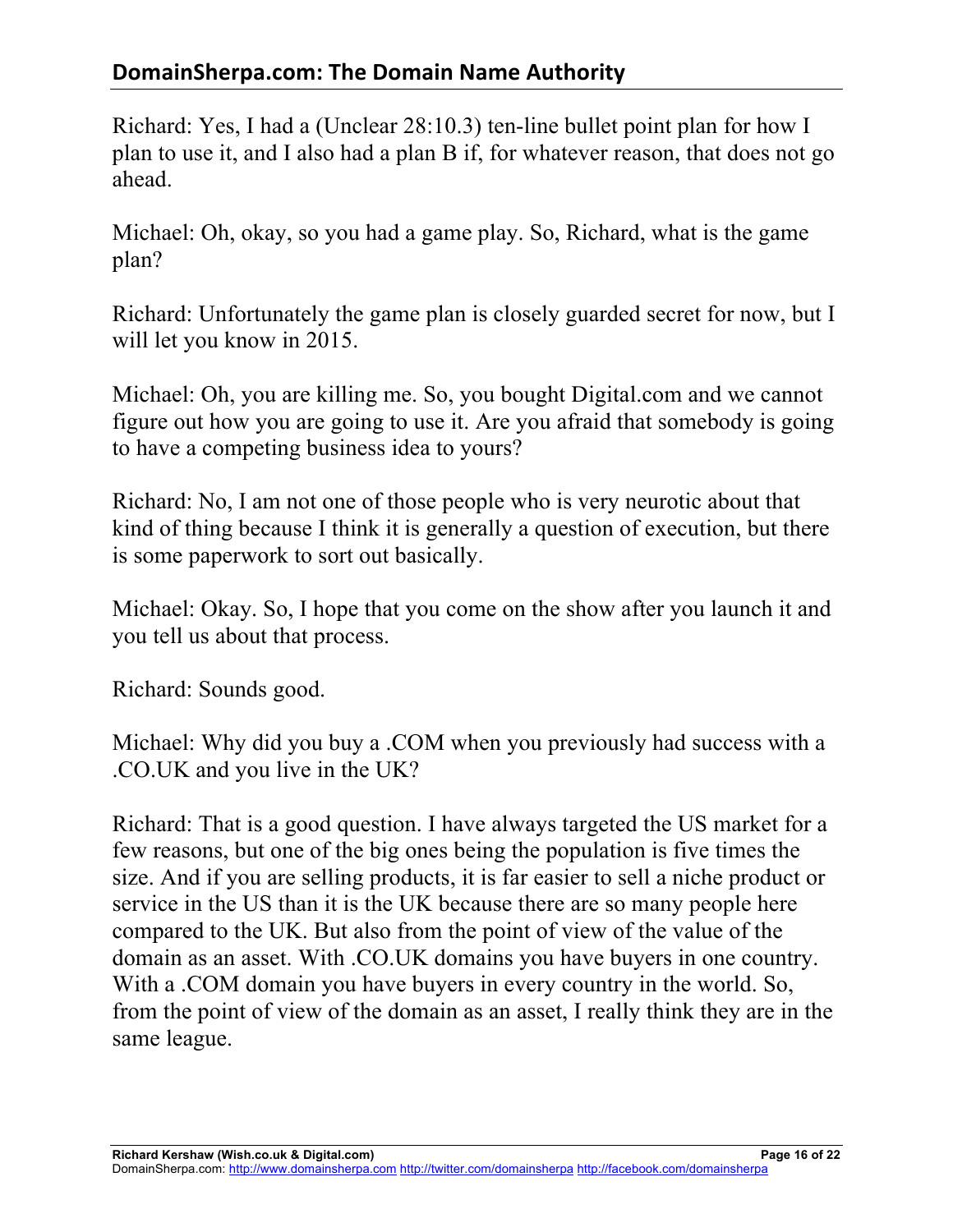Richard: Yes, I had a (Unclear 28:10.3) ten-line bullet point plan for how I plan to use it, and I also had a plan B if, for whatever reason, that does not go ahead.

Michael: Oh, okay, so you had a game play. So, Richard, what is the game plan?

Richard: Unfortunately the game plan is closely guarded secret for now, but I will let you know in 2015.

Michael: Oh, you are killing me. So, you bought Digital.com and we cannot figure out how you are going to use it. Are you afraid that somebody is going to have a competing business idea to yours?

Richard: No, I am not one of those people who is very neurotic about that kind of thing because I think it is generally a question of execution, but there is some paperwork to sort out basically.

Michael: Okay. So, I hope that you come on the show after you launch it and you tell us about that process.

Richard: Sounds good.

Michael: Why did you buy a .COM when you previously had success with a .CO.UK and you live in the UK?

Richard: That is a good question. I have always targeted the US market for a few reasons, but one of the big ones being the population is five times the size. And if you are selling products, it is far easier to sell a niche product or service in the US than it is the UK because there are so many people here compared to the UK. But also from the point of view of the value of the domain as an asset. With .CO.UK domains you have buyers in one country. With a .COM domain you have buyers in every country in the world. So, from the point of view of the domain as an asset, I really think they are in the same league.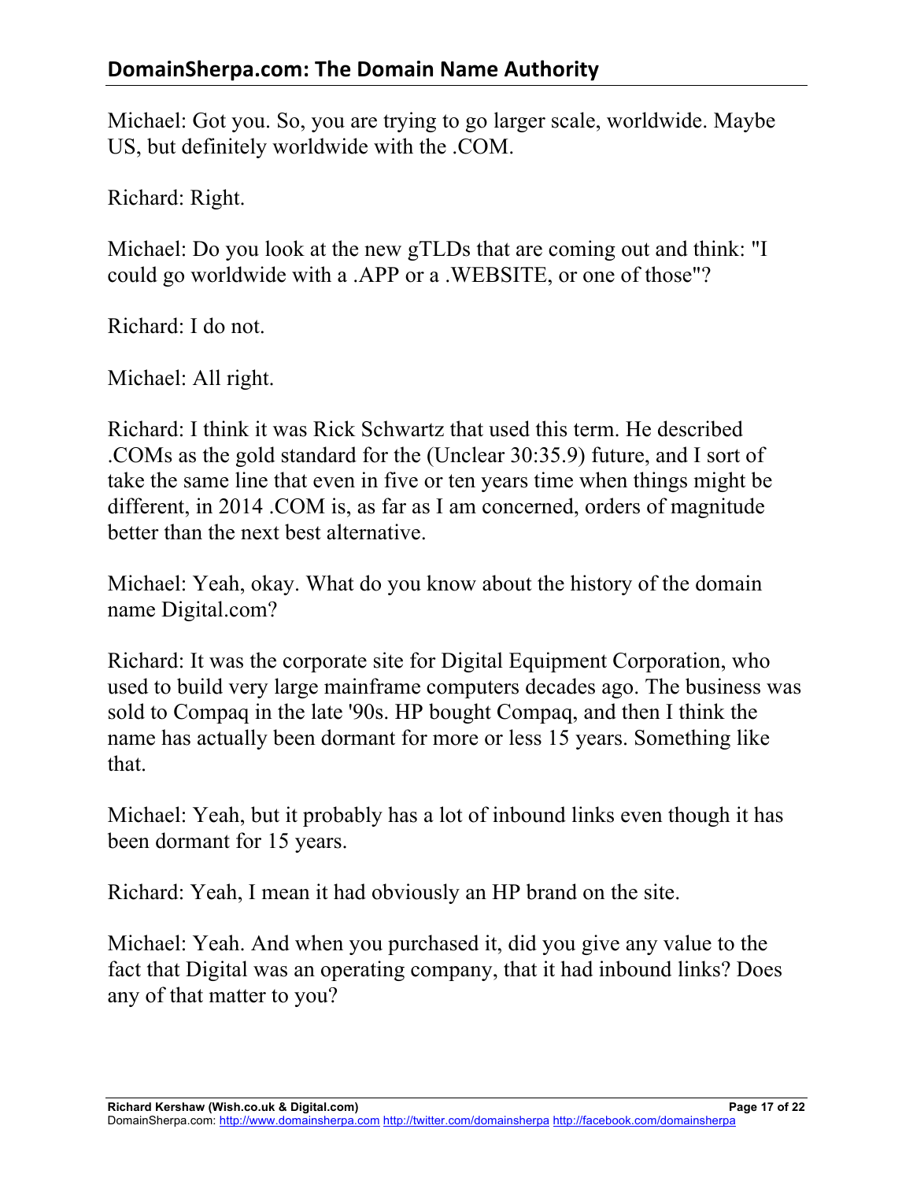Michael: Got you. So, you are trying to go larger scale, worldwide. Maybe US, but definitely worldwide with the .COM.

Richard: Right.

Michael: Do you look at the new gTLDs that are coming out and think: "I could go worldwide with a .APP or a .WEBSITE, or one of those"?

Richard: I do not.

Michael: All right.

Richard: I think it was Rick Schwartz that used this term. He described .COMs as the gold standard for the (Unclear 30:35.9) future, and I sort of take the same line that even in five or ten years time when things might be different, in 2014 .COM is, as far as I am concerned, orders of magnitude better than the next best alternative.

Michael: Yeah, okay. What do you know about the history of the domain name Digital.com?

Richard: It was the corporate site for Digital Equipment Corporation, who used to build very large mainframe computers decades ago. The business was sold to Compaq in the late '90s. HP bought Compaq, and then I think the name has actually been dormant for more or less 15 years. Something like that.

Michael: Yeah, but it probably has a lot of inbound links even though it has been dormant for 15 years.

Richard: Yeah, I mean it had obviously an HP brand on the site.

Michael: Yeah. And when you purchased it, did you give any value to the fact that Digital was an operating company, that it had inbound links? Does any of that matter to you?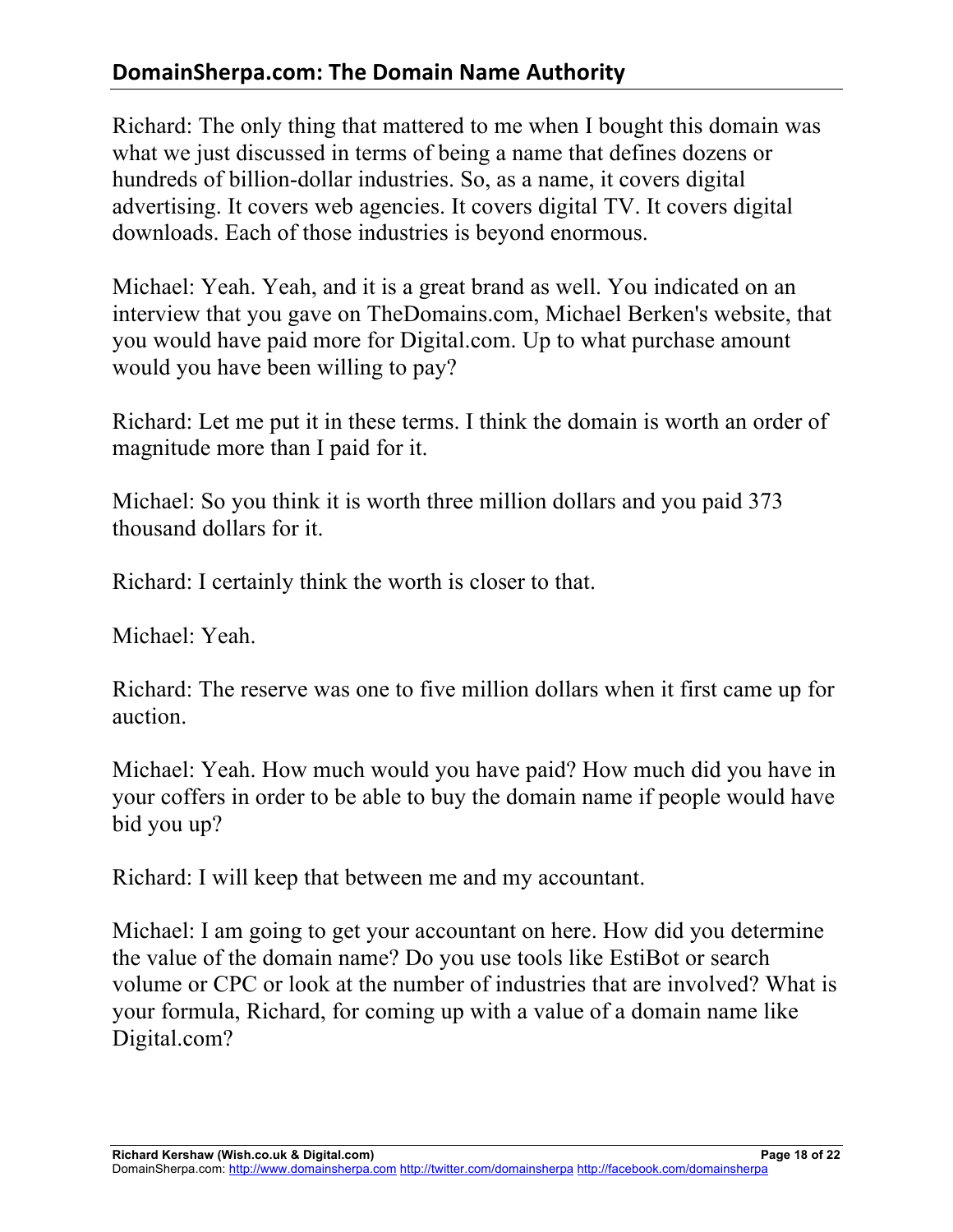Richard: The only thing that mattered to me when I bought this domain was what we just discussed in terms of being a name that defines dozens or hundreds of billion-dollar industries. So, as a name, it covers digital advertising. It covers web agencies. It covers digital TV. It covers digital downloads. Each of those industries is beyond enormous.

Michael: Yeah. Yeah, and it is a great brand as well. You indicated on an interview that you gave on TheDomains.com, Michael Berken's website, that you would have paid more for Digital.com. Up to what purchase amount would you have been willing to pay?

Richard: Let me put it in these terms. I think the domain is worth an order of magnitude more than I paid for it.

Michael: So you think it is worth three million dollars and you paid 373 thousand dollars for it.

Richard: I certainly think the worth is closer to that.

Michael: Yeah.

Richard: The reserve was one to five million dollars when it first came up for auction.

Michael: Yeah. How much would you have paid? How much did you have in your coffers in order to be able to buy the domain name if people would have bid you up?

Richard: I will keep that between me and my accountant.

Michael: I am going to get your accountant on here. How did you determine the value of the domain name? Do you use tools like EstiBot or search volume or CPC or look at the number of industries that are involved? What is your formula, Richard, for coming up with a value of a domain name like Digital.com?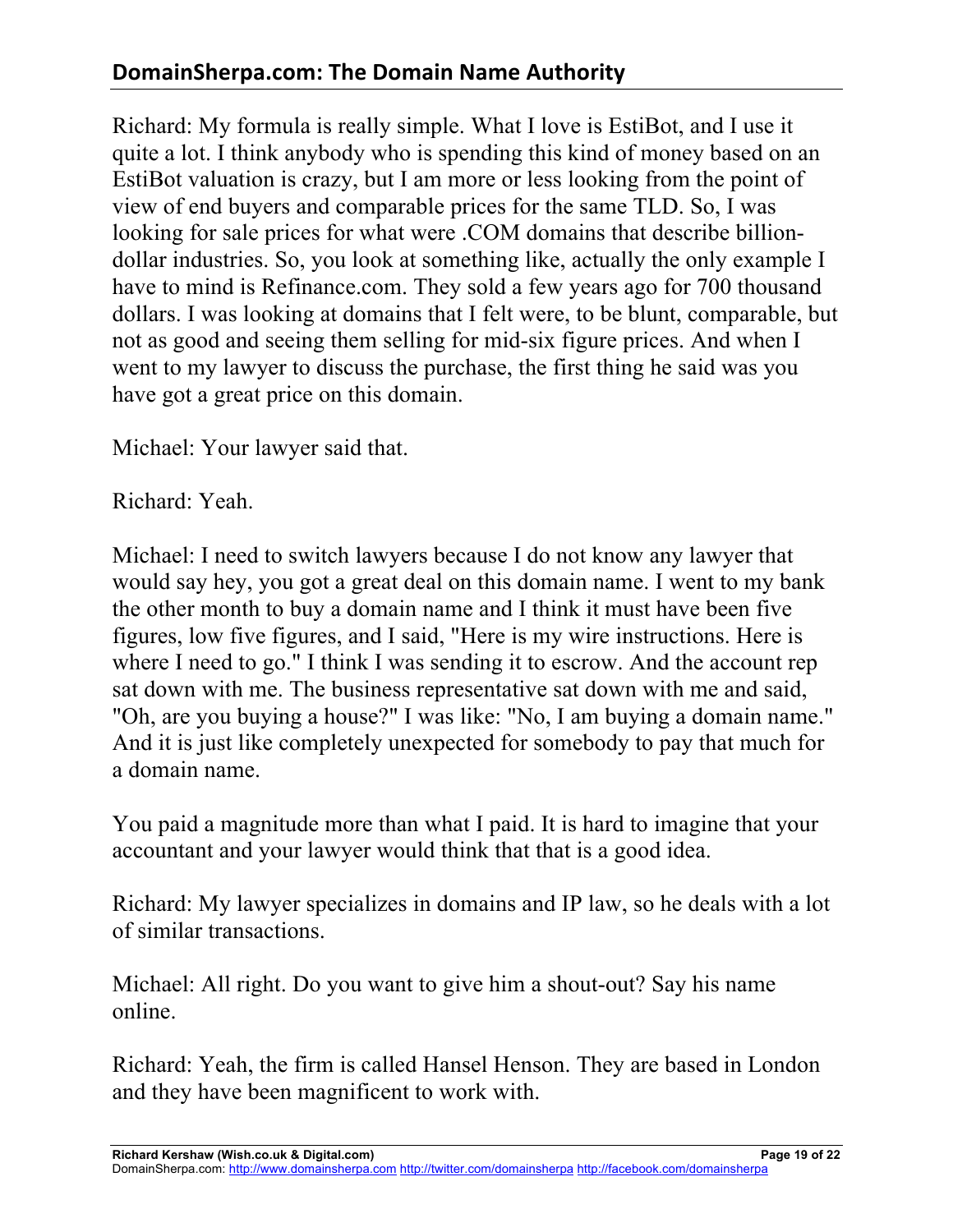Richard: My formula is really simple. What I love is EstiBot, and I use it quite a lot. I think anybody who is spending this kind of money based on an EstiBot valuation is crazy, but I am more or less looking from the point of view of end buyers and comparable prices for the same TLD. So, I was looking for sale prices for what were .COM domains that describe billion-dollar industries. So, you look at something like, actually the only example I have to mind is Refinance.com. They sold a few years ago for 700 thousand dollars. I was looking at domains that I felt were, to be blunt, comparable, but not as good and seeing them selling for mid-six figure prices. And when I went to my lawyer to discuss the purchase, the first thing he said was you have got a great price on this domain.

Michael: Your lawyer said that.

Richard: Yeah.

Michael: I need to switch lawyers because I do not know any lawyer that would say hey, you got a great deal on this domain name. I went to my bank the other month to buy a domain name and I think it must have been five figures, low five figures, and I said, "Here is my wire instructions. Here is where I need to go." I think I was sending it to escrow. And the account rep sat down with me. The business representative sat down with me and said, "Oh, are you buying a house?" I was like: "No, I am buying a domain name." And it is just like completely unexpected for somebody to pay that much for a domain name.

You paid a magnitude more than what I paid. It is hard to imagine that your accountant and your lawyer would think that that is a good idea.

Richard: My lawyer specializes in domains and IP law, so he deals with a lot of similar transactions.

Michael: All right. Do you want to give him a shout-out? Say his name online.

Richard: Yeah, the firm is called Hansel Henson. They are based in London and they have been magnificent to work with.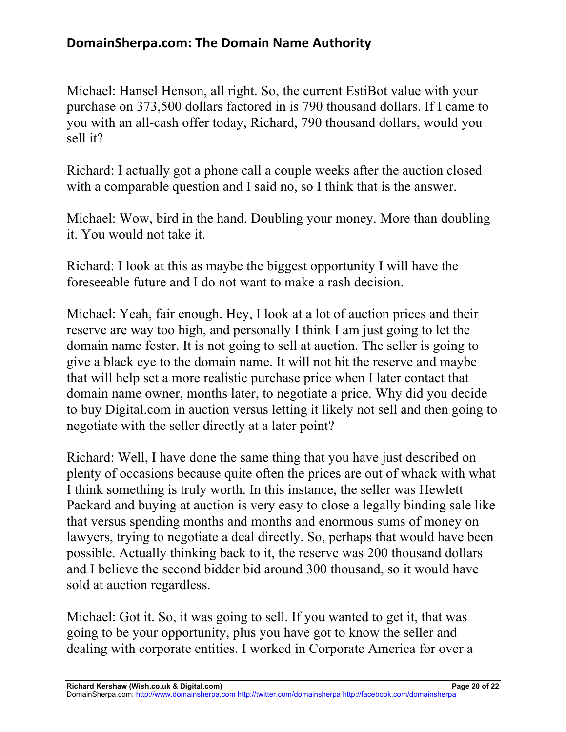Michael: Hansel Henson, all right. So, the current EstiBot value with your purchase on 373,500 dollars factored in is 790 thousand dollars. If I came to you with an all-cash offer today, Richard, 790 thousand dollars, would you sell it?

Richard: I actually got a phone call a couple weeks after the auction closed with a comparable question and I said no, so I think that is the answer.

Michael: Wow, bird in the hand. Doubling your money. More than doubling it. You would not take it.

Richard: I look at this as maybe the biggest opportunity I will have the foreseeable future and I do not want to make a rash decision.

Michael: Yeah, fair enough. Hey, I look at a lot of auction prices and their reserve are way too high, and personally I think I am just going to let the domain name fester. It is not going to sell at auction. The seller is going to give a black eye to the domain name. It will not hit the reserve and maybe that will help set a more realistic purchase price when I later contact that domain name owner, months later, to negotiate a price. Why did you decide to buy Digital.com in auction versus letting it likely not sell and then going to negotiate with the seller directly at a later point?

Richard: Well, I have done the same thing that you have just described on plenty of occasions because quite often the prices are out of whack with what I think something is truly worth. In this instance, the seller was Hewlett Packard and buying at auction is very easy to close a legally binding sale like that versus spending months and months and enormous sums of money on lawyers, trying to negotiate a deal directly. So, perhaps that would have been possible. Actually thinking back to it, the reserve was 200 thousand dollars and I believe the second bidder bid around 300 thousand, so it would have sold at auction regardless.

Michael: Got it. So, it was going to sell. If you wanted to get it, that was going to be your opportunity, plus you have got to know the seller and dealing with corporate entities. I worked in Corporate America for over a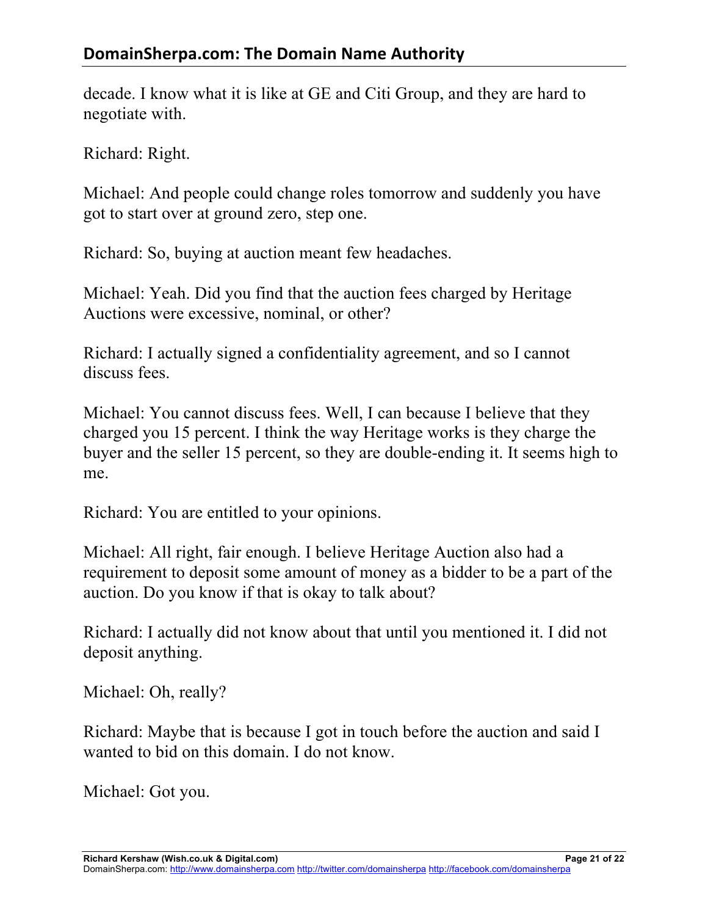decade. I know what it is like at GE and Citi Group, and they are hard to negotiate with.

Richard: Right.

Michael: And people could change roles tomorrow and suddenly you have got to start over at ground zero, step one.

Richard: So, buying at auction meant few headaches.

Michael: Yeah. Did you find that the auction fees charged by Heritage Auctions were excessive, nominal, or other?

Richard: I actually signed a confidentiality agreement, and so I cannot discuss fees.

Michael: You cannot discuss fees. Well, I can because I believe that they charged you 15 percent. I think the way Heritage works is they charge the buyer and the seller 15 percent, so they are double-ending it. It seems high to me.

Richard: You are entitled to your opinions.

Michael: All right, fair enough. I believe Heritage Auction also had a requirement to deposit some amount of money as a bidder to be a part of the auction. Do you know if that is okay to talk about?

Richard: I actually did not know about that until you mentioned it. I did not deposit anything.

Michael: Oh, really?

Richard: Maybe that is because I got in touch before the auction and said I wanted to bid on this domain. I do not know.

Michael: Got you.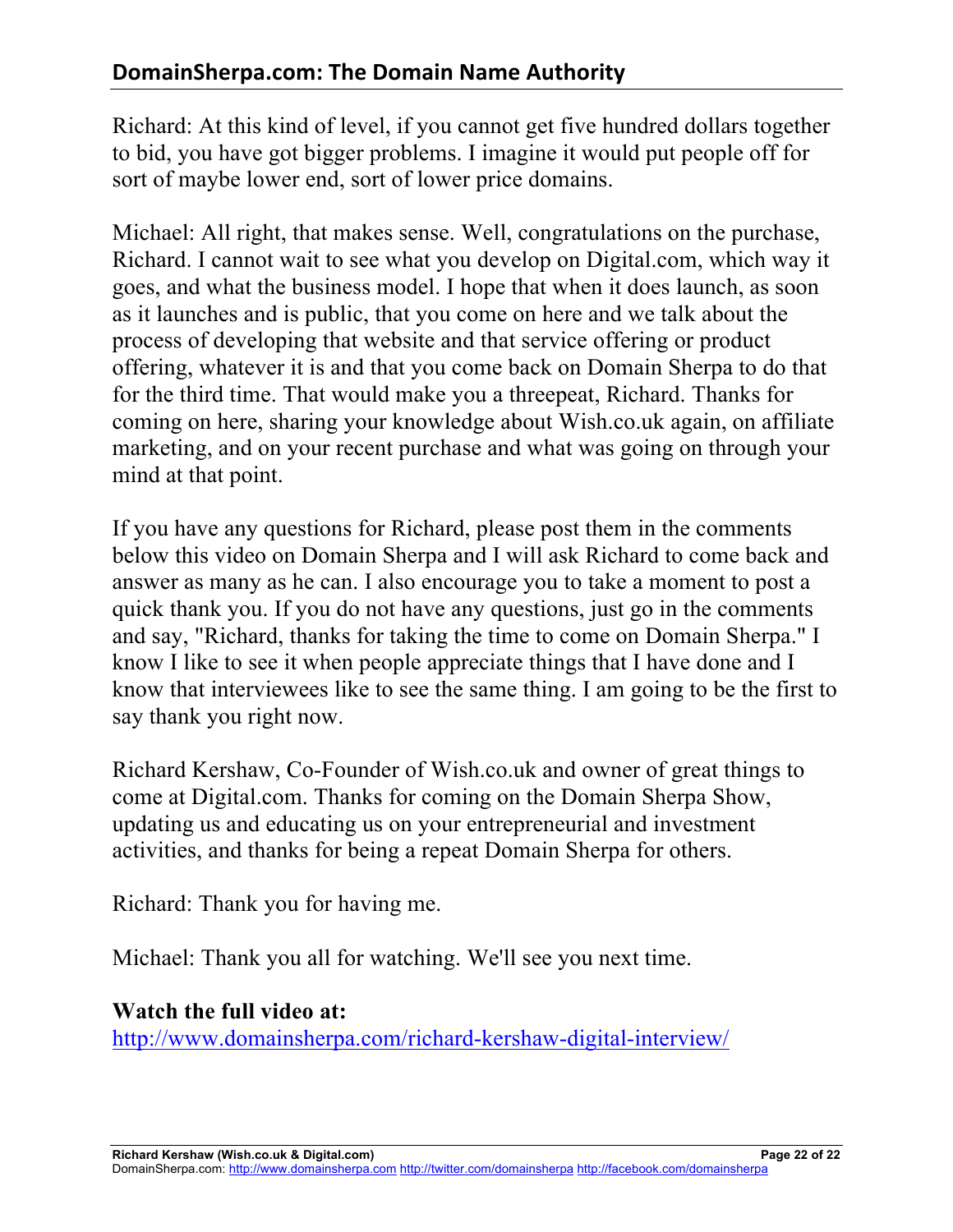Richard: At this kind of level, if you cannot get five hundred dollars together to bid, you have got bigger problems. I imagine it would put people off for sort of maybe lower end, sort of lower price domains.

Michael: All right, that makes sense. Well, congratulations on the purchase, Richard. I cannot wait to see what you develop on Digital.com, which way it goes, and what the business model. I hope that when it does launch, as soon as it launches and is public, that you come on here and we talk about the process of developing that website and that service offering or product offering, whatever it is and that you come back on Domain Sherpa to do that for the third time. That would make you a threepeat, Richard. Thanks for coming on here, sharing your knowledge about Wish.co.uk again, on affiliate marketing, and on your recent purchase and what was going on through your mind at that point.

If you have any questions for Richard, please post them in the comments below this video on Domain Sherpa and I will ask Richard to come back and answer as many as he can. I also encourage you to take a moment to post a quick thank you. If you do not have any questions, just go in the comments and say, "Richard, thanks for taking the time to come on Domain Sherpa." I know I like to see it when people appreciate things that I have done and I know that interviewees like to see the same thing. I am going to be the first to say thank you right now.

Richard Kershaw, Co-Founder of Wish.co.uk and owner of great things to come at Digital.com. Thanks for coming on the Domain Sherpa Show, updating us and educating us on your entrepreneurial and investment activities, and thanks for being a repeat Domain Sherpa for others.

Richard: Thank you for having me.

Michael: Thank you all for watching. We'll see you next time.

**Watch the full video at:**
http://www.domainsherpa.com/richard-kershaw-digital-interview/